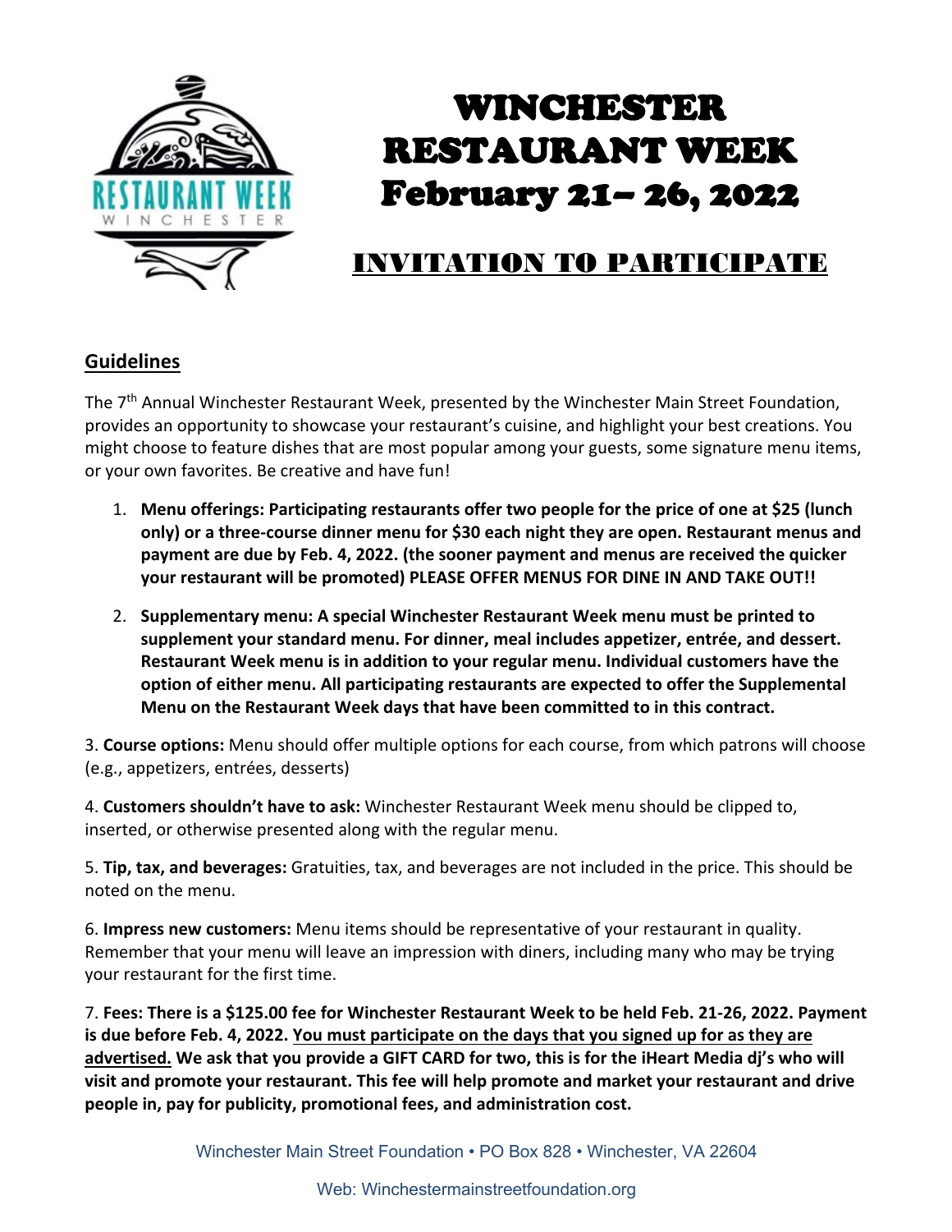# WINCHESTER RESTAURANT WEEK February 21– 26, 2022

## INVITATION TO PARTICIPATE

### Guidelines

The 7th Annual Winchester Restaurant Week, presented by the Winchester Main Street Foundation, provides an opportunity to showcase your restaurant's cuisine, and highlight your best creations. You might choose to feature dishes that are most popular among your guests, some signature menu items, or your own favorites. Be creative and have fun!

1. **Menu offerings: Participating restaurants offer two people for the price of one at $25 (lunch only) or a three-course dinner menu for $30 each night they are open. Restaurant menus and payment are due by Feb. 4, 2022. (the sooner payment and menus are received the quicker your restaurant will be promoted) PLEASE OFFER MENUS FOR DINE IN AND TAKE OUT!!**

2. **Supplementary menu: A special Winchester Restaurant Week menu must be printed to supplement your standard menu. For dinner, meal includes appetizer, entrée, and dessert. Restaurant Week menu is in addition to your regular menu. Individual customers have the option of either menu. All participating restaurants are expected to offer the Supplemental Menu on the Restaurant Week days that have been committed to in this contract.**

3. **Course options:** Menu should offer multiple options for each course, from which patrons will choose (e.g., appetizers, entrées, desserts)

4. **Customers shouldn't have to ask:** Winchester Restaurant Week menu should be clipped to, inserted, or otherwise presented along with the regular menu.

5. **Tip, tax, and beverages:** Gratuities, tax, and beverages are not included in the price. This should be noted on the menu.

6. **Impress new customers:** Menu items should be representative of your restaurant in quality. Remember that your menu will leave an impression with diners, including many who may be trying your restaurant for the first time.

7. **Fees: There is a $125.00 fee for Winchester Restaurant Week to be held Feb. 21-26, 2022. Payment is due before Feb. 4, 2022. You must participate on the days that you signed up for as they are advertised. We ask that you provide a GIFT CARD for two, this is for the iHeart Media dj's who will visit and promote your restaurant. This fee will help promote and market your restaurant and drive people in, pay for publicity, promotional fees, and administration cost.**

Winchester Main Street Foundation • PO Box 828 • Winchester, VA 22604

Web: Winchestermainstreetfoundation.org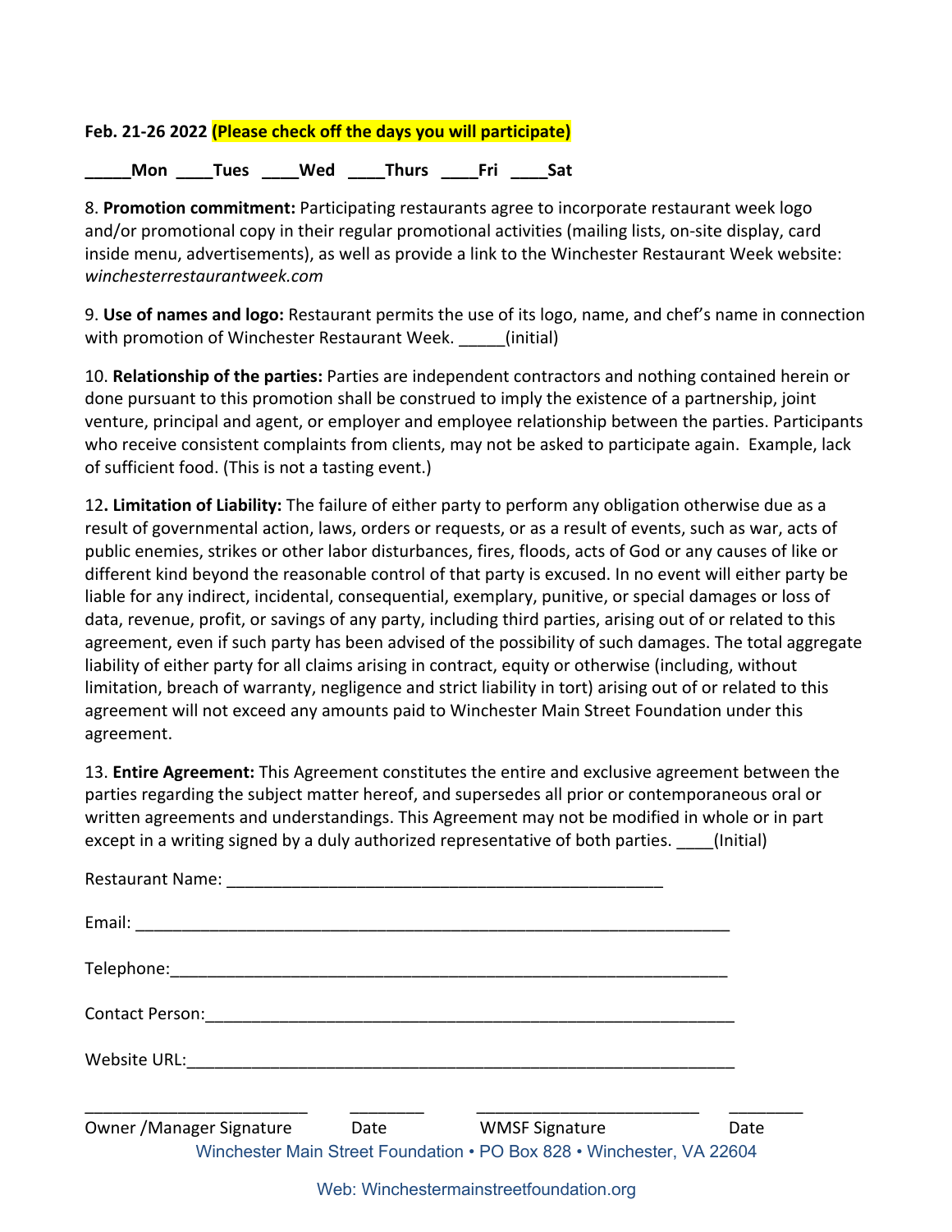**Feb. 21-26 2022 (Please check off the days you will participate)**

**_____Mon ____Tues ____Wed ____Thurs ____Fri ____Sat**

8. **Promotion commitment:** Participating restaurants agree to incorporate restaurant week logo and/or promotional copy in their regular promotional activities (mailing lists, on-site display, card inside menu, advertisements), as well as provide a link to the Winchester Restaurant Week website: *winchesterrestaurantweek.com*

9. **Use of names and logo:** Restaurant permits the use of its logo, name, and chef's name in connection with promotion of Winchester Restaurant Week. _____(initial)

10. **Relationship of the parties:** Parties are independent contractors and nothing contained herein or done pursuant to this promotion shall be construed to imply the existence of a partnership, joint venture, principal and agent, or employer and employee relationship between the parties. Participants who receive consistent complaints from clients, may not be asked to participate again. Example, lack of sufficient food. (This is not a tasting event.)

12**. Limitation of Liability:** The failure of either party to perform any obligation otherwise due as a result of governmental action, laws, orders or requests, or as a result of events, such as war, acts of public enemies, strikes or other labor disturbances, fires, floods, acts of God or any causes of like or different kind beyond the reasonable control of that party is excused. In no event will either party be liable for any indirect, incidental, consequential, exemplary, punitive, or special damages or loss of data, revenue, profit, or savings of any party, including third parties, arising out of or related to this agreement, even if such party has been advised of the possibility of such damages. The total aggregate liability of either party for all claims arising in contract, equity or otherwise (including, without limitation, breach of warranty, negligence and strict liability in tort) arising out of or related to this agreement will not exceed any amounts paid to Winchester Main Street Foundation under this agreement.

13. **Entire Agreement:** This Agreement constitutes the entire and exclusive agreement between the parties regarding the subject matter hereof, and supersedes all prior or contemporaneous oral or written agreements and understandings. This Agreement may not be modified in whole or in part except in a writing signed by a duly authorized representative of both parties. ____(Initial)

Restaurant Name: ________________________________________________

Email: _________________________________________________________________

Telephone:______________________________________________________________

Contact Person:_________________________________________________________

Website URL:____________________________________________________________

________________________ ________ ________________________ ________
Owner /Manager Signature Date WMSF Signature Date

Winchester Main Street Foundation • PO Box 828 • Winchester, VA 22604

Web: Winchestermainstreetfoundation.org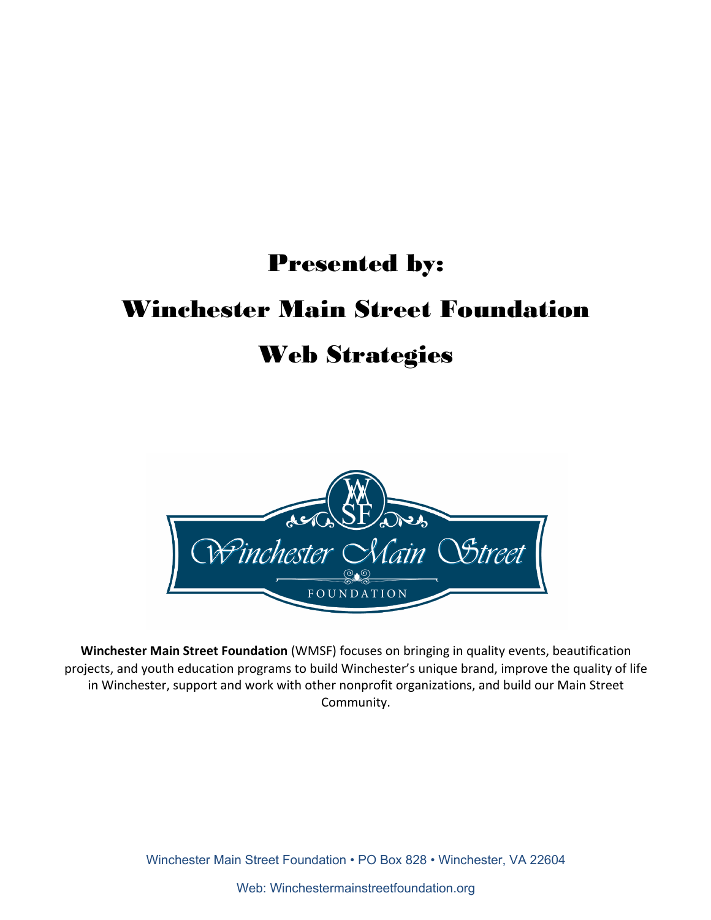# Presented by:

# Winchester Main Street Foundation

# Web Strategies

**Winchester Main Street Foundation** (WMSF) focuses on bringing in quality events, beautification projects, and youth education programs to build Winchester's unique brand, improve the quality of life in Winchester, support and work with other nonprofit organizations, and build our Main Street Community.

Winchester Main Street Foundation • PO Box 828 • Winchester, VA 22604

Web: Winchestermainstreetfoundation.org